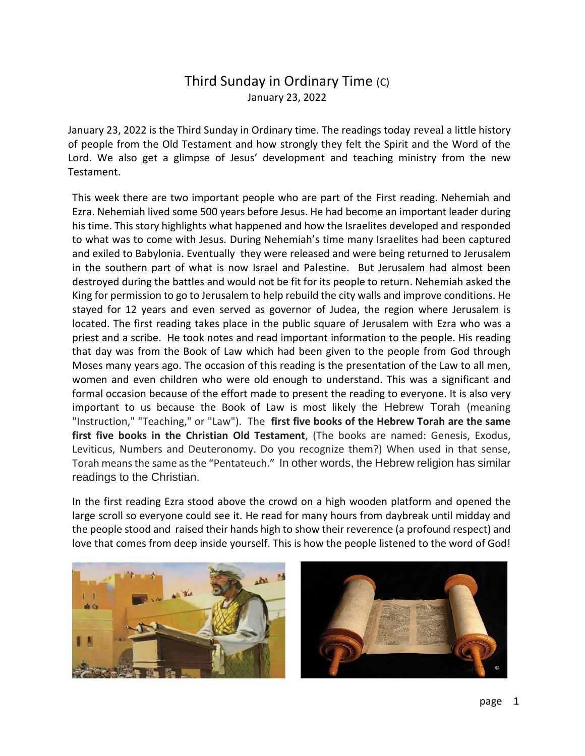# Third Sunday in Ordinary Time (C)

January 23, 2022

January 23, 2022 is the Third Sunday in Ordinary time. The readings today reveal a little history of people from the Old Testament and how strongly they felt the Spirit and the Word of the Lord. We also get a glimpse of Jesus' development and teaching ministry from the new Testament.

This week there are two important people who are part of the First reading. Nehemiah and Ezra. Nehemiah lived some 500 years before Jesus. He had become an important leader during his time. This story highlights what happened and how the Israelites developed and responded to what was to come with Jesus. During Nehemiah's time many Israelites had been captured and exiled to Babylonia. Eventually they were released and were being returned to Jerusalem in the southern part of what is now Israel and Palestine. But Jerusalem had almost been destroyed during the battles and would not be fit for its people to return. Nehemiah asked the King for permission to go to Jerusalem to help rebuild the city walls and improve conditions. He stayed for 12 years and even served as governor of Judea, the region where Jerusalem is located. The first reading takes place in the public square of Jerusalem with Ezra who was a priest and a scribe. He took notes and read important information to the people. His reading that day was from the Book of Law which had been given to the people from God through Moses many years ago. The occasion of this reading is the presentation of the Law to all men, women and even children who were old enough to understand. This was a significant and formal occasion because of the effort made to present the reading to everyone. It is also very important to us because the Book of Law is most likely the Hebrew Torah (meaning "Instruction," "Teaching," or "Law"). The **first five books of the Hebrew Torah are the same first five books in the Christian Old Testament**, (The books are named: Genesis, Exodus, Leviticus, Numbers and Deuteronomy. Do you recognize them?) When used in that sense, Torah means the same as the "Pentateuch." In other words, the Hebrew religion has similar readings to the Christian.

In the first reading Ezra stood above the crowd on a high wooden platform and opened the large scroll so everyone could see it. He read for many hours from daybreak until midday and the people stood and raised their hands high to show their reverence (a profound respect) and love that comes from deep inside yourself. This is how the people listened to the word of God!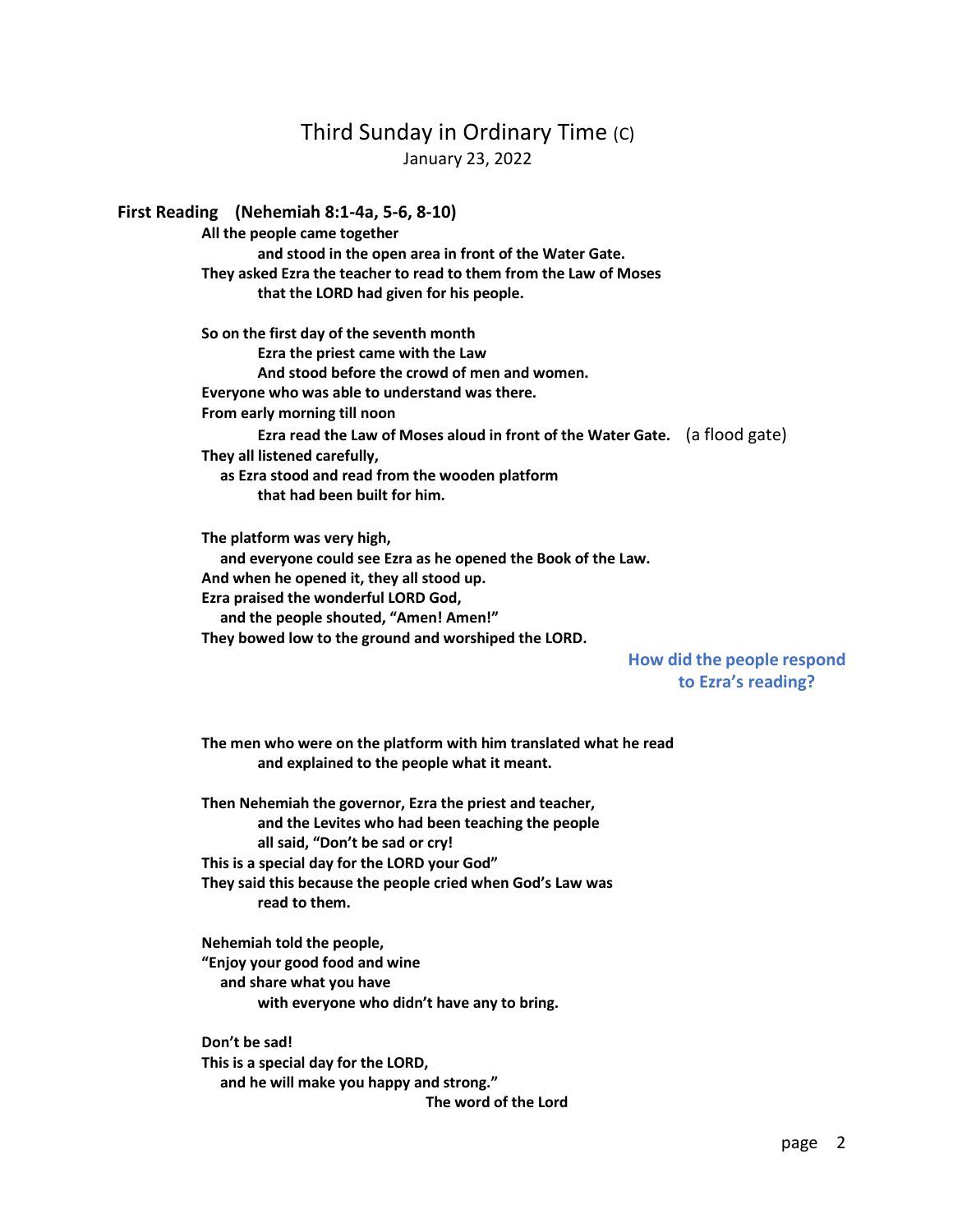# Third Sunday in Ordinary Time (C)

January 23, 2022

**First Reading (Nehemiah 8:1-4a, 5-6, 8-10)**

**All the people came together**
**and stood in the open area in front of the Water Gate.**
**They asked Ezra the teacher to read to them from the Law of Moses**
**that the LORD had given for his people.**

**So on the first day of the seventh month**
**Ezra the priest came with the Law**
**And stood before the crowd of men and women.**
**Everyone who was able to understand was there.**
**From early morning till noon**
**Ezra read the Law of Moses aloud in front of the Water Gate.** (a flood gate)
**They all listened carefully,**
**as Ezra stood and read from the wooden platform**
**that had been built for him.**

**The platform was very high,**
**and everyone could see Ezra as he opened the Book of the Law.**
**And when he opened it, they all stood up.**
**Ezra praised the wonderful LORD God,**
**and the people shouted, "Amen! Amen!"**
**They bowed low to the ground and worshiped the LORD.**

**How did the people respond to Ezra's reading?**

**The men who were on the platform with him translated what he read**
**and explained to the people what it meant.**

**Then Nehemiah the governor, Ezra the priest and teacher,**
**and the Levites who had been teaching the people**
**all said, "Don't be sad or cry!**
**This is a special day for the LORD your God"**
**They said this because the people cried when God's Law was**
**read to them.**

**Nehemiah told the people,**
**"Enjoy your good food and wine**
**and share what you have**
**with everyone who didn't have any to bring.**

**Don't be sad!**
**This is a special day for the LORD,**
**and he will make you happy and strong."**

**The word of the Lord**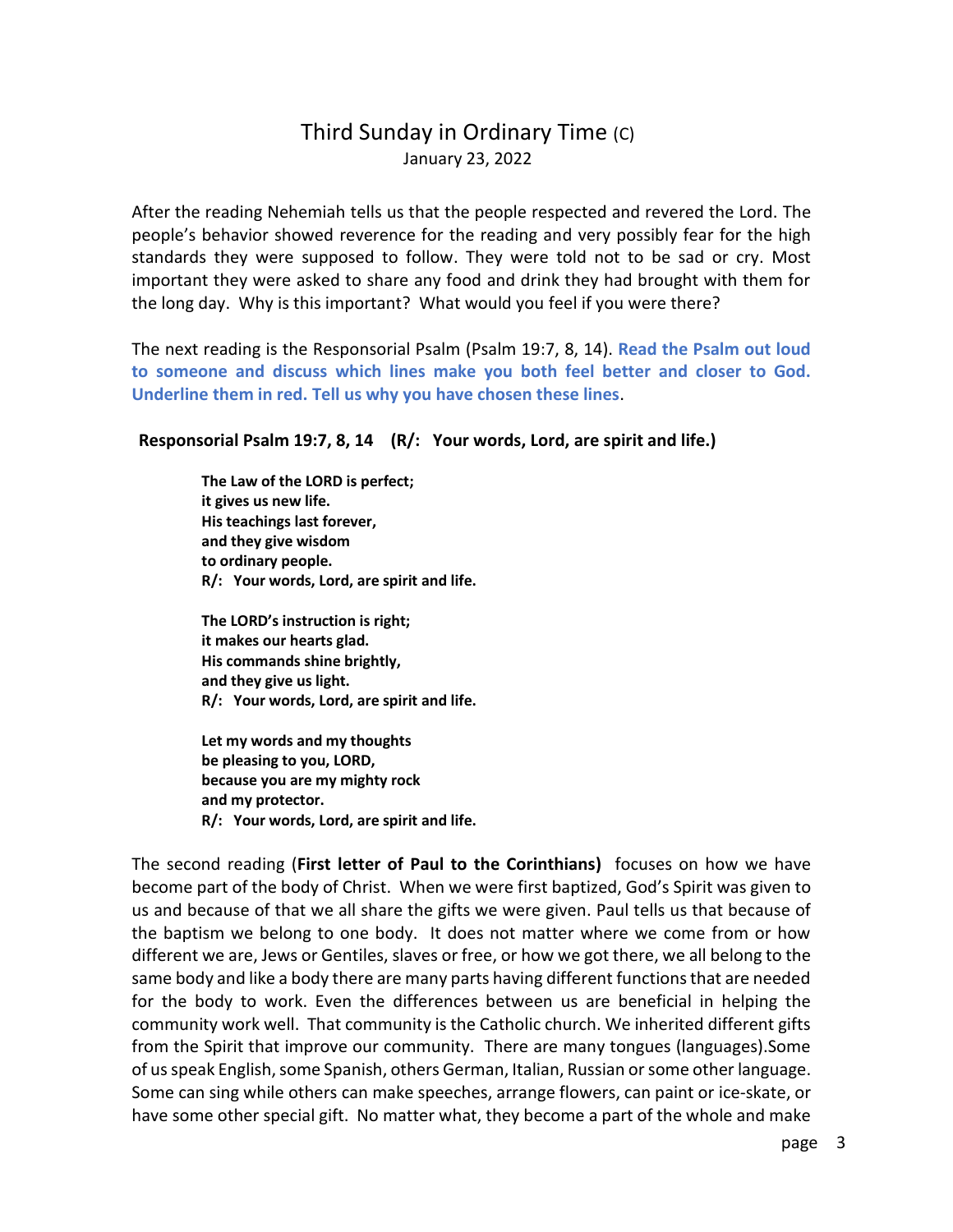# Third Sunday in Ordinary Time (C)

January 23, 2022

After the reading Nehemiah tells us that the people respected and revered the Lord. The people's behavior showed reverence for the reading and very possibly fear for the high standards they were supposed to follow. They were told not to be sad or cry. Most important they were asked to share any food and drink they had brought with them for the long day. Why is this important? What would you feel if you were there?

The next reading is the Responsorial Psalm (Psalm 19:7, 8, 14). **Read the Psalm out loud to someone and discuss which lines make you both feel better and closer to God. Underline them in red. Tell us why you have chosen these lines**.

**Responsorial Psalm 19:7, 8, 14 (R/: Your words, Lord, are spirit and life.)**

**The Law of the LORD is perfect;**
**it gives us new life.**
**His teachings last forever,**
**and they give wisdom**
**to ordinary people.**
**R/: Your words, Lord, are spirit and life.**

**The LORD's instruction is right;**
**it makes our hearts glad.**
**His commands shine brightly,**
**and they give us light.**
**R/: Your words, Lord, are spirit and life.**

**Let my words and my thoughts**
**be pleasing to you, LORD,**
**because you are my mighty rock**
**and my protector.**
**R/: Your words, Lord, are spirit and life.**

The second reading (**First letter of Paul to the Corinthians)** focuses on how we have become part of the body of Christ. When we were first baptized, God's Spirit was given to us and because of that we all share the gifts we were given. Paul tells us that because of the baptism we belong to one body. It does not matter where we come from or how different we are, Jews or Gentiles, slaves or free, or how we got there, we all belong to the same body and like a body there are many parts having different functions that are needed for the body to work. Even the differences between us are beneficial in helping the community work well. That community is the Catholic church. We inherited different gifts from the Spirit that improve our community. There are many tongues (languages).Some of us speak English, some Spanish, others German, Italian, Russian or some other language. Some can sing while others can make speeches, arrange flowers, can paint or ice-skate, or have some other special gift. No matter what, they become a part of the whole and make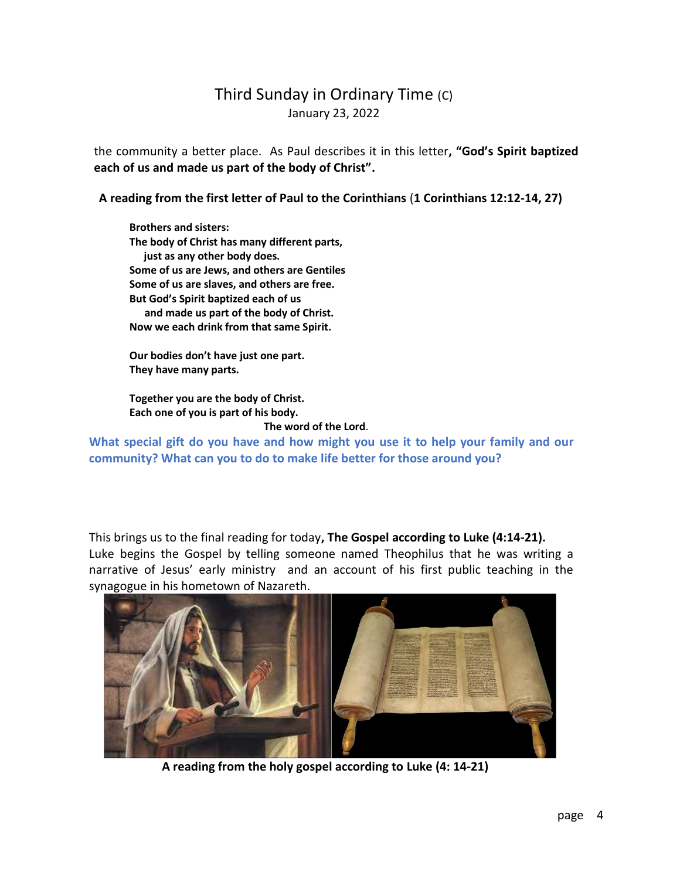the community a better place. As Paul describes it in this letter, **"God's Spirit baptized each of us and made us part of the body of Christ".**

**A reading from the first letter of Paul to the Corinthians (1 Corinthians 12:12-14, 27)**

**Brothers and sisters:**
**The body of Christ has many different parts,**
**just as any other body does.**
**Some of us are Jews, and others are Gentiles**
**Some of us are slaves, and others are free.**
**But God's Spirit baptized each of us**
**and made us part of the body of Christ.**
**Now we each drink from that same Spirit.**

**Our bodies don't have just one part.**
**They have many parts.**

**Together you are the body of Christ.**
**Each one of you is part of his body.**
**The word of the Lord.**

**What special gift do you have and how might you use it to help your family and our community? What can you to do to make life better for those around you?**

This brings us to the final reading for today, **The Gospel according to Luke (4:14-21).** Luke begins the Gospel by telling someone named Theophilus that he was writing a narrative of Jesus' early ministry and an account of his first public teaching in the synagogue in his hometown of Nazareth.

**A reading from the holy gospel according to Luke (4: 14-21)**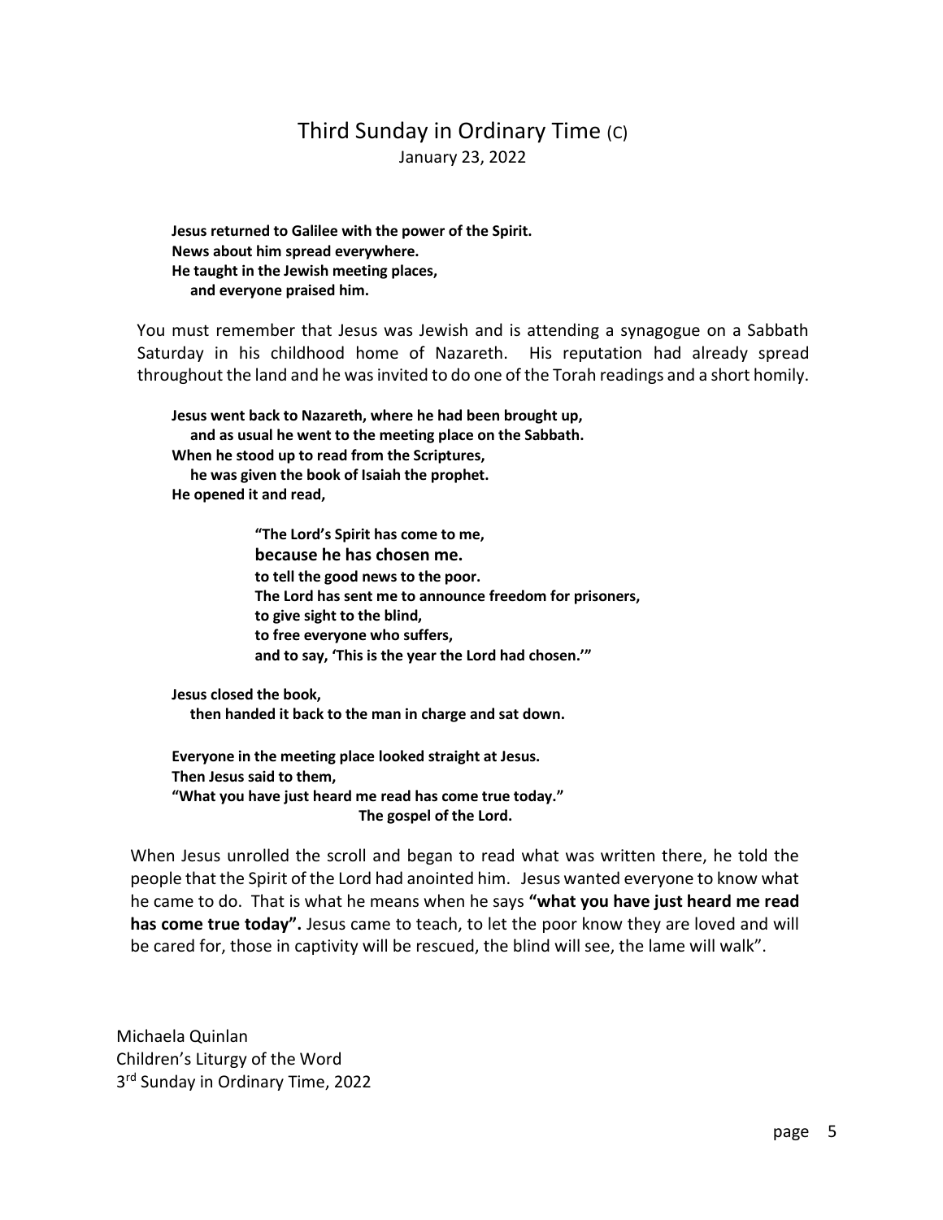# Third Sunday in Ordinary Time (C)

January 23, 2022

**Jesus returned to Galilee with the power of the Spirit.**
**News about him spread everywhere.**
**He taught in the Jewish meeting places,**
**and everyone praised him.**

You must remember that Jesus was Jewish and is attending a synagogue on a Sabbath Saturday in his childhood home of Nazareth. His reputation had already spread throughout the land and he was invited to do one of the Torah readings and a short homily.

**Jesus went back to Nazareth, where he had been brought up,**
**and as usual he went to the meeting place on the Sabbath.**
**When he stood up to read from the Scriptures,**
**he was given the book of Isaiah the prophet.**
**He opened it and read,**

> **"The Lord's Spirit has come to me,**
> **because he has chosen me.**
> **to tell the good news to the poor.**
> **The Lord has sent me to announce freedom for prisoners,**
> **to give sight to the blind,**
> **to free everyone who suffers,**
> **and to say, 'This is the year the Lord had chosen.'"**

**Jesus closed the book,**
**then handed it back to the man in charge and sat down.**

**Everyone in the meeting place looked straight at Jesus.**
**Then Jesus said to them,**
**"What you have just heard me read has come true today."**
**The gospel of the Lord.**

When Jesus unrolled the scroll and began to read what was written there, he told the people that the Spirit of the Lord had anointed him. Jesus wanted everyone to know what he came to do. That is what he means when he says **"what you have just heard me read has come true today".** Jesus came to teach, to let the poor know they are loved and will be cared for, those in captivity will be rescued, the blind will see, the lame will walk".

Michaela Quinlan
Children's Liturgy of the Word
3rd Sunday in Ordinary Time, 2022